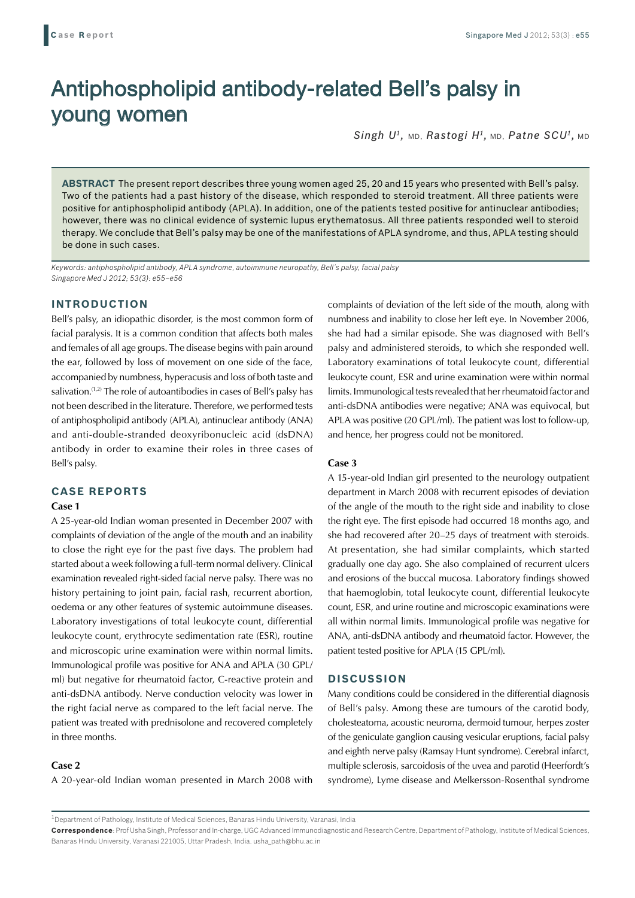# Antiphospholipid antibody-related Bell's palsy in young women

*Singh U[1], MD, Rastogi H[1], MD, Patne SCU[1], MD*

**ABSTRACT** The present report describes three young women aged 25, 20 and 15 years who presented with Bell's palsy. Two of the patients had a past history of the disease, which responded to steroid treatment. All three patients were positive for antiphospholipid antibody (APLA). In addition, one of the patients tested positive for antinuclear antibodies; however, there was no clinical evidence of systemic lupus erythematosus. All three patients responded well to steroid therapy. We conclude that Bell's palsy may be one of the manifestations of APLA syndrome, and thus, APLA testing should be done in such cases.

*Keywords: antiphospholipid antibody, APLA syndrome, autoimmune neuropathy, Bell's palsy, facial palsy*
*Singapore Med J 2012; 53(3): e55–e56*

## INTRODUCTION

Bell's palsy, an idiopathic disorder, is the most common form of facial paralysis. It is a common condition that affects both males and females of all age groups. The disease begins with pain around the ear, followed by loss of movement on one side of the face, accompanied by numbness, hyperacusis and loss of both taste and salivation.[1,2] The role of autoantibodies in cases of Bell's palsy has not been described in the literature. Therefore, we performed tests of antiphospholipid antibody (APLA), antinuclear antibody (ANA) and anti-double-stranded deoxyribonucleic acid (dsDNA) antibody in order to examine their roles in three cases of Bell's palsy.

## CASE REPORTS

### Case 1

A 25-year-old Indian woman presented in December 2007 with complaints of deviation of the angle of the mouth and an inability to close the right eye for the past five days. The problem had started about a week following a full-term normal delivery. Clinical examination revealed right-sided facial nerve palsy. There was no history pertaining to joint pain, facial rash, recurrent abortion, oedema or any other features of systemic autoimmune diseases. Laboratory investigations of total leukocyte count, differential leukocyte count, erythrocyte sedimentation rate (ESR), routine and microscopic urine examination were within normal limits. Immunological profile was positive for ANA and APLA (30 GPL/ml) but negative for rheumatoid factor, C-reactive protein and anti-dsDNA antibody. Nerve conduction velocity was lower in the right facial nerve as compared to the left facial nerve. The patient was treated with prednisolone and recovered completely in three months.

### Case 2

A 20-year-old Indian woman presented in March 2008 with complaints of deviation of the left side of the mouth, along with numbness and inability to close her left eye. In November 2006, she had had a similar episode. She was diagnosed with Bell's palsy and administered steroids, to which she responded well. Laboratory examinations of total leukocyte count, differential leukocyte count, ESR and urine examination were within normal limits. Immunological tests revealed that her rheumatoid factor and anti-dsDNA antibodies were negative; ANA was equivocal, but APLA was positive (20 GPL/ml). The patient was lost to follow-up, and hence, her progress could not be monitored.

### Case 3

A 15-year-old Indian girl presented to the neurology outpatient department in March 2008 with recurrent episodes of deviation of the angle of the mouth to the right side and inability to close the right eye. The first episode had occurred 18 months ago, and she had recovered after 20–25 days of treatment with steroids. At presentation, she had similar complaints, which started gradually one day ago. She also complained of recurrent ulcers and erosions of the buccal mucosa. Laboratory findings showed that haemoglobin, total leukocyte count, differential leukocyte count, ESR, and urine routine and microscopic examinations were all within normal limits. Immunological profile was negative for ANA, anti-dsDNA antibody and rheumatoid factor. However, the patient tested positive for APLA (15 GPL/ml).

## DISCUSSION

Many conditions could be considered in the differential diagnosis of Bell's palsy. Among these are tumours of the carotid body, cholesteatoma, acoustic neuroma, dermoid tumour, herpes zoster of the geniculate ganglion causing vesicular eruptions, facial palsy and eighth nerve palsy (Ramsay Hunt syndrome). Cerebral infarct, multiple sclerosis, sarcoidosis of the uvea and parotid (Heerfordt's syndrome), Lyme disease and Melkersson-Rosenthal syndrome

---

[1]Department of Pathology, Institute of Medical Sciences, Banaras Hindu University, Varanasi, India

**Correspondence**: Prof Usha Singh, Professor and In-charge, UGC Advanced Immunodiagnostic and Research Centre, Department of Pathology, Institute of Medical Sciences, Banaras Hindu University, Varanasi 221005, Uttar Pradesh, India. usha_path@bhu.ac.in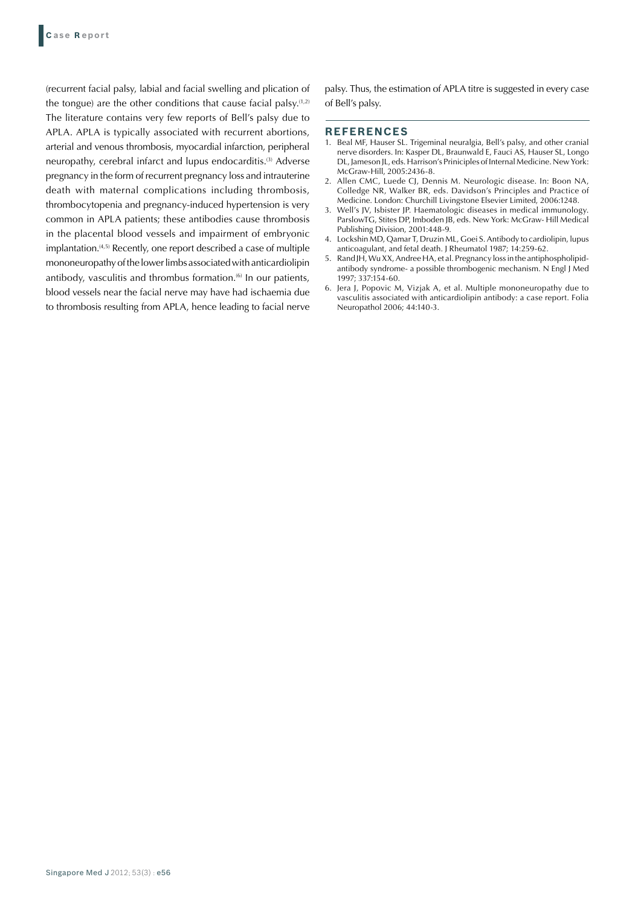(recurrent facial palsy, labial and facial swelling and plication of the tongue) are the other conditions that cause facial palsy.[1,2] The literature contains very few reports of Bell's palsy due to APLA. APLA is typically associated with recurrent abortions, arterial and venous thrombosis, myocardial infarction, peripheral neuropathy, cerebral infarct and lupus endocarditis.[3] Adverse pregnancy in the form of recurrent pregnancy loss and intrauterine death with maternal complications including thrombosis, thrombocytopenia and pregnancy-induced hypertension is very common in APLA patients; these antibodies cause thrombosis in the placental blood vessels and impairment of embryonic implantation.[4,5] Recently, one report described a case of multiple mononeuropathy of the lower limbs associated with anticardiolipin antibody, vasculitis and thrombus formation.[6] In our patients, blood vessels near the facial nerve may have had ischaemia due to thrombosis resulting from APLA, hence leading to facial nerve palsy. Thus, the estimation of APLA titre is suggested in every case of Bell's palsy.

## REFERENCES

1. Beal MF, Hauser SL. Trigeminal neuralgia, Bell's palsy, and other cranial nerve disorders. In: Kasper DL, Braunwald E, Fauci AS, Hauser SL, Longo DL, Jameson JL, eds. Harrison's Priniciples of Internal Medicine. New York: McGraw-Hill, 2005:2436-8.
2. Allen CMC, Luede CJ, Dennis M. Neurologic disease. In: Boon NA, Colledge NR, Walker BR, eds. Davidson's Principles and Practice of Medicine. London: Churchill Livingstone Elsevier Limited, 2006:1248.
3. Well's JV, Isbister JP. Haematologic diseases in medical immunology. ParslowTG, Stites DP, Imboden JB, eds. New York: McGraw- Hill Medical Publishing Division, 2001:448-9.
4. Lockshin MD, Qamar T, Druzin ML, Goei S. Antibody to cardiolipin, lupus anticoagulant, and fetal death. J Rheumatol 1987; 14:259-62.
5. Rand JH, Wu XX, Andree HA, et al. Pregnancy loss in the antiphospholipid-antibody syndrome- a possible thrombogenic mechanism. N Engl J Med 1997; 337:154-60.
6. Jera J, Popovic M, Vizjak A, et al. Multiple mononeuropathy due to vasculitis associated with anticardiolipin antibody: a case report. Folia Neuropathol 2006; 44:140-3.